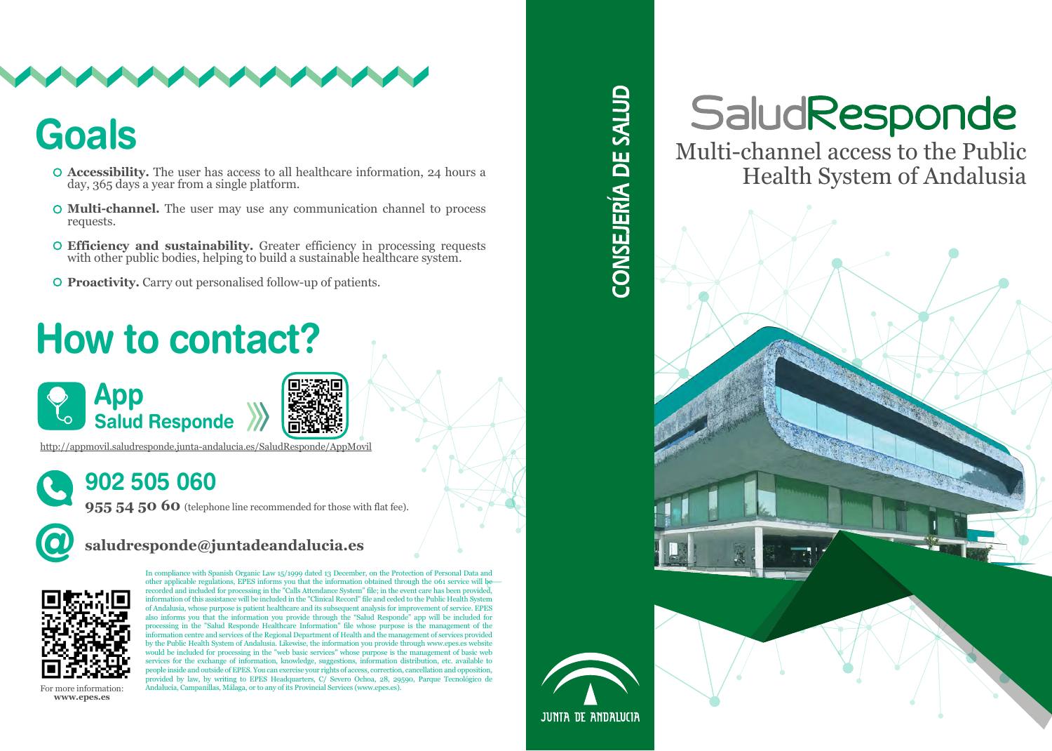## Goals

- **Accessibility.** The user has access to all healthcare information, 24 hours a day, 365 days a year from a single platform.
- **Multi-channel.** The user may use any communication channel to process requests.
- **Efficiency and sustainability.** Greater efficiency in processing requests with other public bodies, helping to build a sustainable healthcare system.
- **Proactivity.** Carry out personalised follow-up of patients.

## How to contact?

**App**
**Salud Responde**

http://appmovil.saludresponde.junta-andalucia.es/SaludResponde/AppMovil

**902 505 060**

**955 54 50 60** (telephone line recommended for those with flat fee).

**saludresponde@juntadeandalucia.es**

For more information:
**www.epes.es**

In compliance with Spanish Organic Law 15/1999 dated 13 December, on the Protection of Personal Data and other applicable regulations, EPES informs you that the information obtained through the 061 service will be recorded and included for processing in the "Calls Attendance System" file; in the event care has been provided, information of this assistance will be included in the "Clinical Record" file and ceded to the Public Health System of Andalusia, whose purpose is patient healthcare and its subsequent analysis for improvement of service. EPES also informs you that the information you provide through the "Salud Responde" app will be included for processing in the "Salud Responde Healthcare Information" file whose purpose is the management of the information centre and services of the Regional Department of Health and the management of services provided by the Public Health System of Andalusia. Likewise, the information you provide through www.epes.es website would be included for processing in the "web basic services" whose purpose is the management of basic web services for the exchange of information, knowledge, suggestions, information distribution, etc. available to people inside and outside of EPES. You can exercise your rights of access, correction, cancellation and opposition, provided by law, by writing to EPES Headquarters, C/ Severo Ochoa, 28, 29590, Parque Tecnológico de Andalucía, Campanillas, Málaga, or to any of its Provincial Services (www.epes.es).

CONSEJERÍA DE SALUD

JUNTA DE ANDALUCIA

# SaludResponde

Multi-channel access to the Public Health System of Andalusia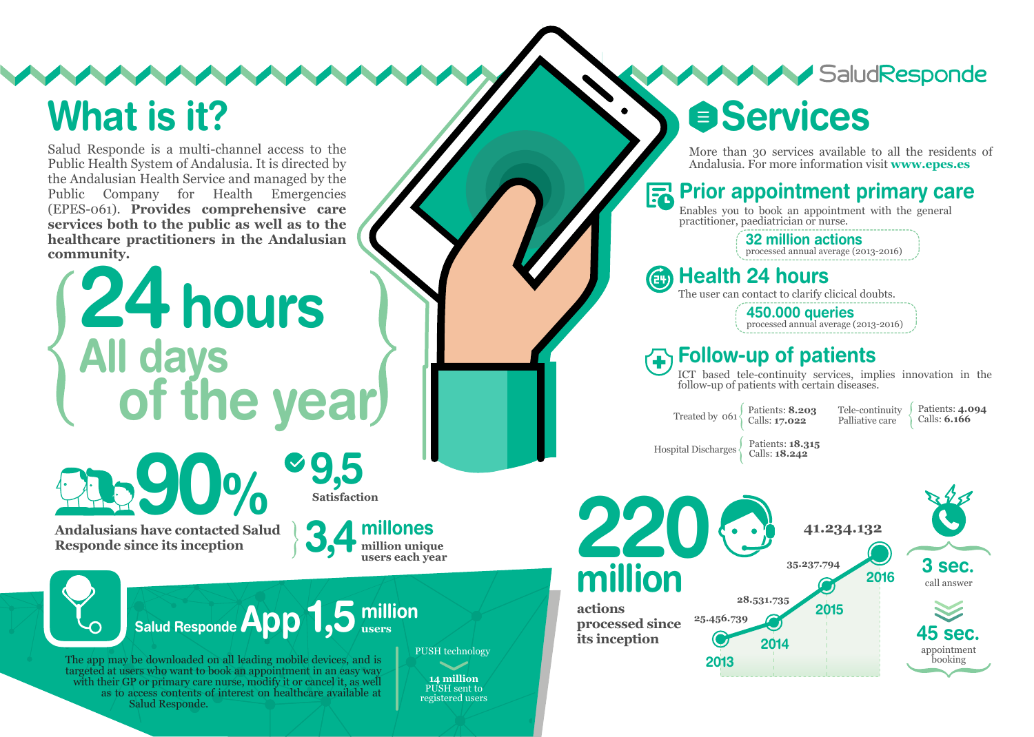SaludResponde

# What is it?

Salud Responde is a multi-channel access to the Public Health System of Andalusia. It is directed by the Andalusian Health Service and managed by the Public Company for Health Emergencies (EPES-061). **Provides comprehensive care services both to the public as well as to the healthcare practitioners in the Andalusian community.**

**24 hours**
**All days of the year**

**90%**
**Andalusians have contacted Salud Responde since its inception**

**9,5**
**Satisfaction**

**3,4 millones**
**million unique users each year**

**Salud Responde App 1,5 million users**

The app may be downloaded on all leading mobile devices, and is targeted at users who want to book an appointment in an easy way with their GP or primary care nurse, modify it or cancel it, as well as to access contents of interest on healthcare available at Salud Responde.

PUSH technology

**14 million** PUSH sent to registered users

# Services

More than 30 services available to all the residents of Andalusia. For more information visit **www.epes.es**

## Prior appointment primary care

Enables you to book an appointment with the general practitioner, paediatrician or nurse.

**32 million actions**
processed annual average (2013-2016)

## Health 24 hours

The user can contact to clarify clicical doubts.

**450.000 queries**
processed annual average (2013-2016)

## Follow-up of patients

ICT based tele-continuity services, implies innovation in the follow-up of patients with certain diseases.

Treated by 061: Patients: **8.203**, Calls: **17.022**

Tele-continuity Palliative care: Patients: **4.094**, Calls: **6.166**

Hospital Discharges: Patients: **18.315**, Calls: **18.242**

**220 million**
**actions processed since its inception**

2013: 25.456.739
2014: 28.531.735
2015: 35.237.794
2016: 41.234.132

**3 sec.** call answer

**45 sec.** appointment booking